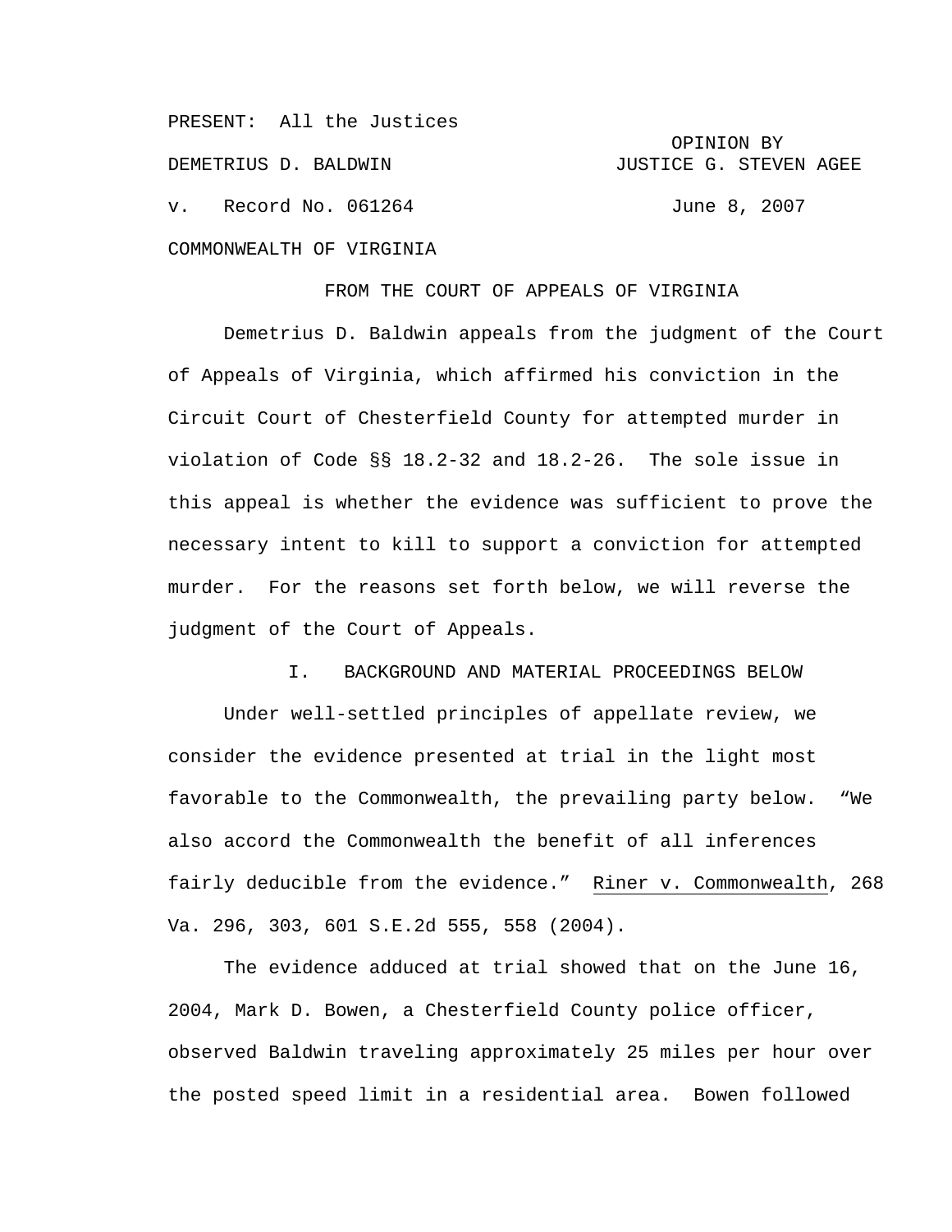PRESENT: All the Justices

DEMETRIUS D. BALDWIN

v. Record No. 061264

COMMONWEALTH OF VIRGINIA

OPINION BY JUSTICE G. STEVEN AGEE

June 8, 2007

FROM THE COURT OF APPEALS OF VIRGINIA

Demetrius D. Baldwin appeals from the judgment of the Court of Appeals of Virginia, which affirmed his conviction in the Circuit Court of Chesterfield County for attempted murder in violation of Code §§ 18.2-32 and 18.2-26. The sole issue in this appeal is whether the evidence was sufficient to prove the necessary intent to kill to support a conviction for attempted murder. For the reasons set forth below, we will reverse the judgment of the Court of Appeals.

## I. BACKGROUND AND MATERIAL PROCEEDINGS BELOW

Under well-settled principles of appellate review, we consider the evidence presented at trial in the light most favorable to the Commonwealth, the prevailing party below. "We also accord the Commonwealth the benefit of all inferences fairly deducible from the evidence." Riner v. Commonwealth, 268 Va. 296, 303, 601 S.E.2d 555, 558 (2004).

The evidence adduced at trial showed that on the June 16, 2004, Mark D. Bowen, a Chesterfield County police officer, observed Baldwin traveling approximately 25 miles per hour over the posted speed limit in a residential area. Bowen followed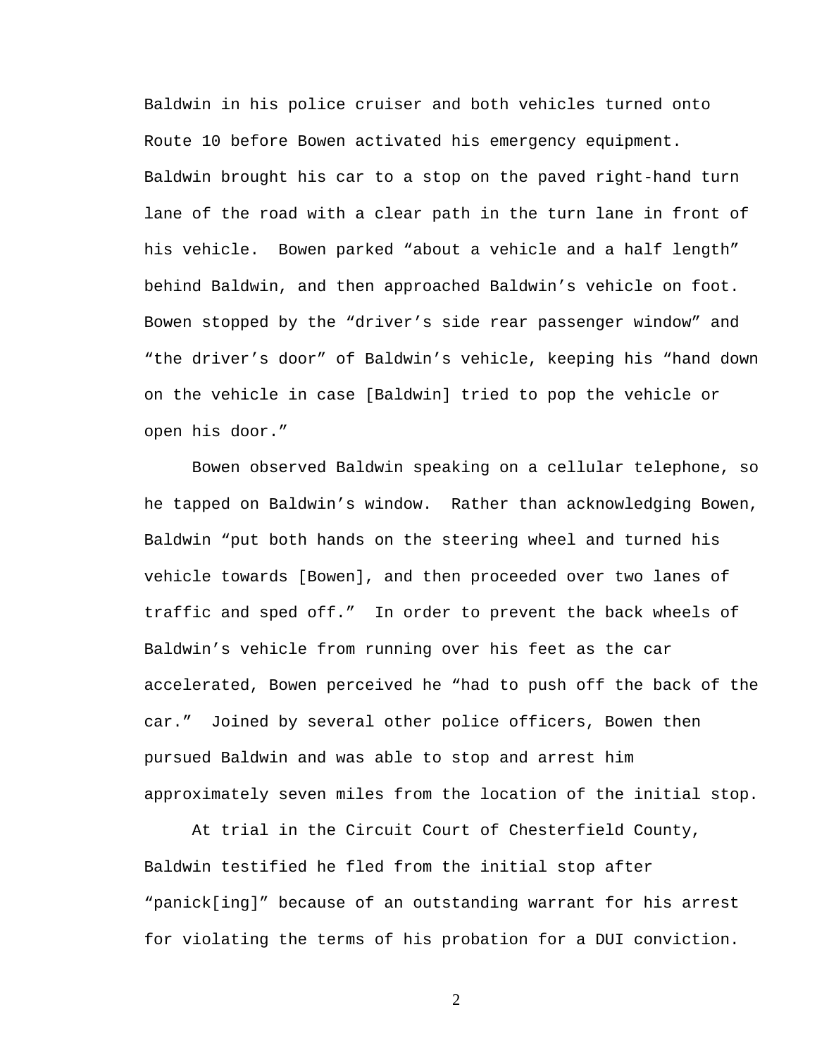Baldwin in his police cruiser and both vehicles turned onto Route 10 before Bowen activated his emergency equipment. Baldwin brought his car to a stop on the paved right-hand turn lane of the road with a clear path in the turn lane in front of his vehicle. Bowen parked "about a vehicle and a half length" behind Baldwin, and then approached Baldwin's vehicle on foot. Bowen stopped by the "driver's side rear passenger window" and "the driver's door" of Baldwin's vehicle, keeping his "hand down on the vehicle in case [Baldwin] tried to pop the vehicle or open his door."

Bowen observed Baldwin speaking on a cellular telephone, so he tapped on Baldwin's window. Rather than acknowledging Bowen, Baldwin "put both hands on the steering wheel and turned his vehicle towards [Bowen], and then proceeded over two lanes of traffic and sped off." In order to prevent the back wheels of Baldwin's vehicle from running over his feet as the car accelerated, Bowen perceived he "had to push off the back of the car." Joined by several other police officers, Bowen then pursued Baldwin and was able to stop and arrest him approximately seven miles from the location of the initial stop.

At trial in the Circuit Court of Chesterfield County, Baldwin testified he fled from the initial stop after "panick[ing]" because of an outstanding warrant for his arrest for violating the terms of his probation for a DUI conviction.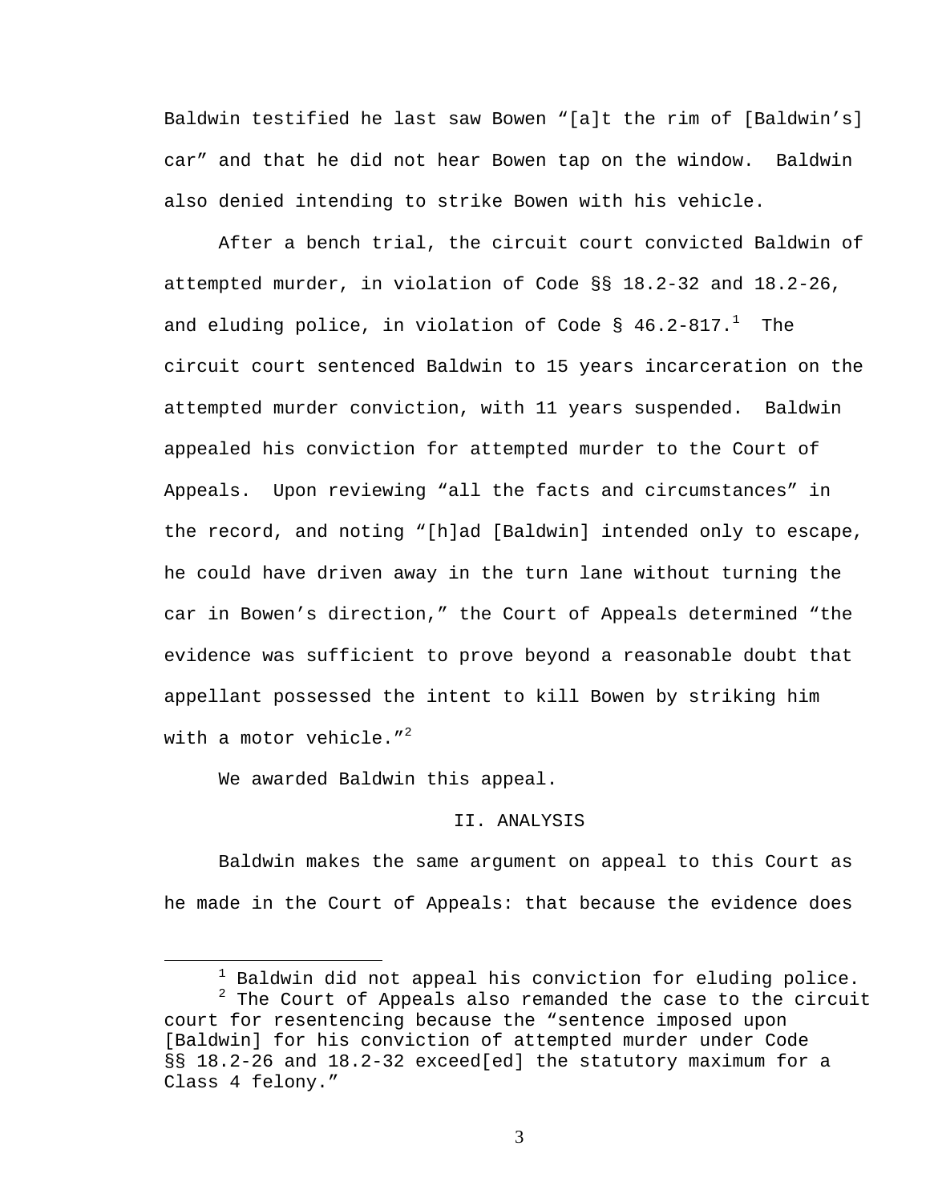Baldwin testified he last saw Bowen "[a]t the rim of [Baldwin's] car" and that he did not hear Bowen tap on the window. Baldwin also denied intending to strike Bowen with his vehicle.

After a bench trial, the circuit court convicted Baldwin of attempted murder, in violation of Code §§ 18.2-32 and 18.2-26, and eluding police, in violation of Code § 46.2-817.[1] The circuit court sentenced Baldwin to 15 years incarceration on the attempted murder conviction, with 11 years suspended. Baldwin appealed his conviction for attempted murder to the Court of Appeals. Upon reviewing "all the facts and circumstances" in the record, and noting "[h]ad [Baldwin] intended only to escape, he could have driven away in the turn lane without turning the car in Bowen's direction," the Court of Appeals determined "the evidence was sufficient to prove beyond a reasonable doubt that appellant possessed the intent to kill Bowen by striking him with a motor vehicle."[2]

We awarded Baldwin this appeal.

## II. ANALYSIS

Baldwin makes the same argument on appeal to this Court as he made in the Court of Appeals: that because the evidence does

---

[1] Baldwin did not appeal his conviction for eluding police.

[2] The Court of Appeals also remanded the case to the circuit court for resentencing because the "sentence imposed upon [Baldwin] for his conviction of attempted murder under Code §§ 18.2-26 and 18.2-32 exceed[ed] the statutory maximum for a Class 4 felony."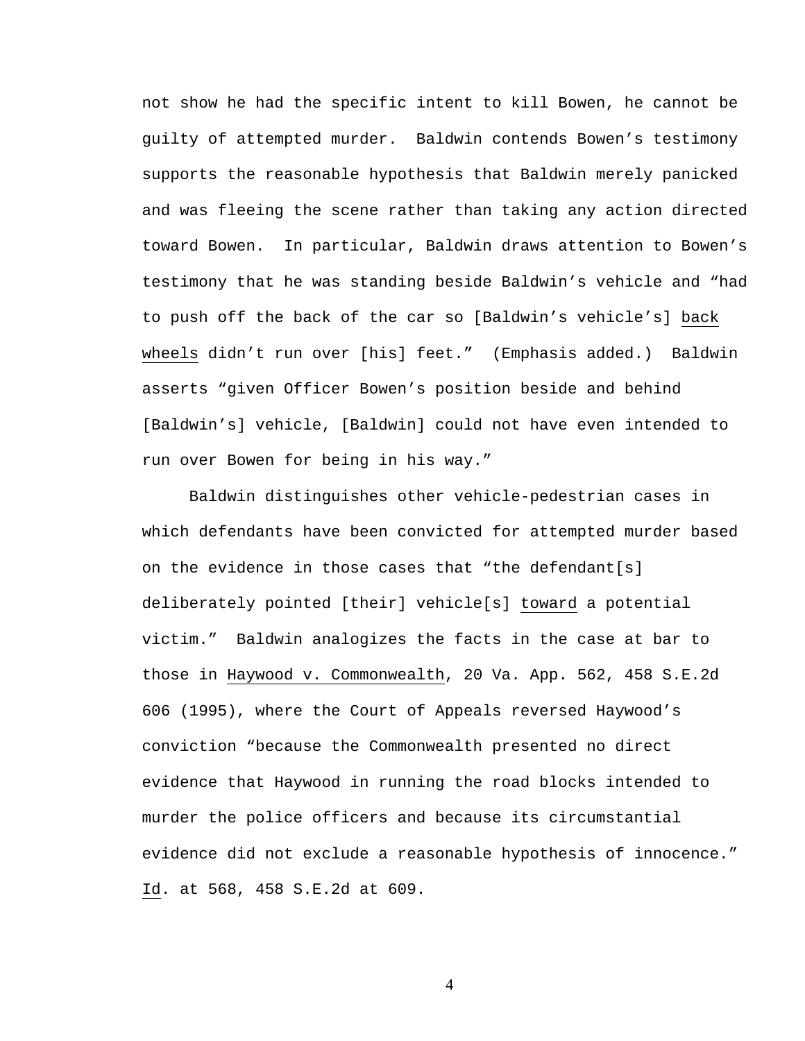not show he had the specific intent to kill Bowen, he cannot be guilty of attempted murder. Baldwin contends Bowen's testimony supports the reasonable hypothesis that Baldwin merely panicked and was fleeing the scene rather than taking any action directed toward Bowen. In particular, Baldwin draws attention to Bowen's testimony that he was standing beside Baldwin's vehicle and "had to push off the back of the car so [Baldwin's vehicle's] back wheels didn't run over [his] feet." (Emphasis added.) Baldwin asserts "given Officer Bowen's position beside and behind [Baldwin's] vehicle, [Baldwin] could not have even intended to run over Bowen for being in his way."

Baldwin distinguishes other vehicle-pedestrian cases in which defendants have been convicted for attempted murder based on the evidence in those cases that "the defendant[s] deliberately pointed [their] vehicle[s] toward a potential victim." Baldwin analogizes the facts in the case at bar to those in Haywood v. Commonwealth, 20 Va. App. 562, 458 S.E.2d 606 (1995), where the Court of Appeals reversed Haywood's conviction "because the Commonwealth presented no direct evidence that Haywood in running the road blocks intended to murder the police officers and because its circumstantial evidence did not exclude a reasonable hypothesis of innocence." Id. at 568, 458 S.E.2d at 609.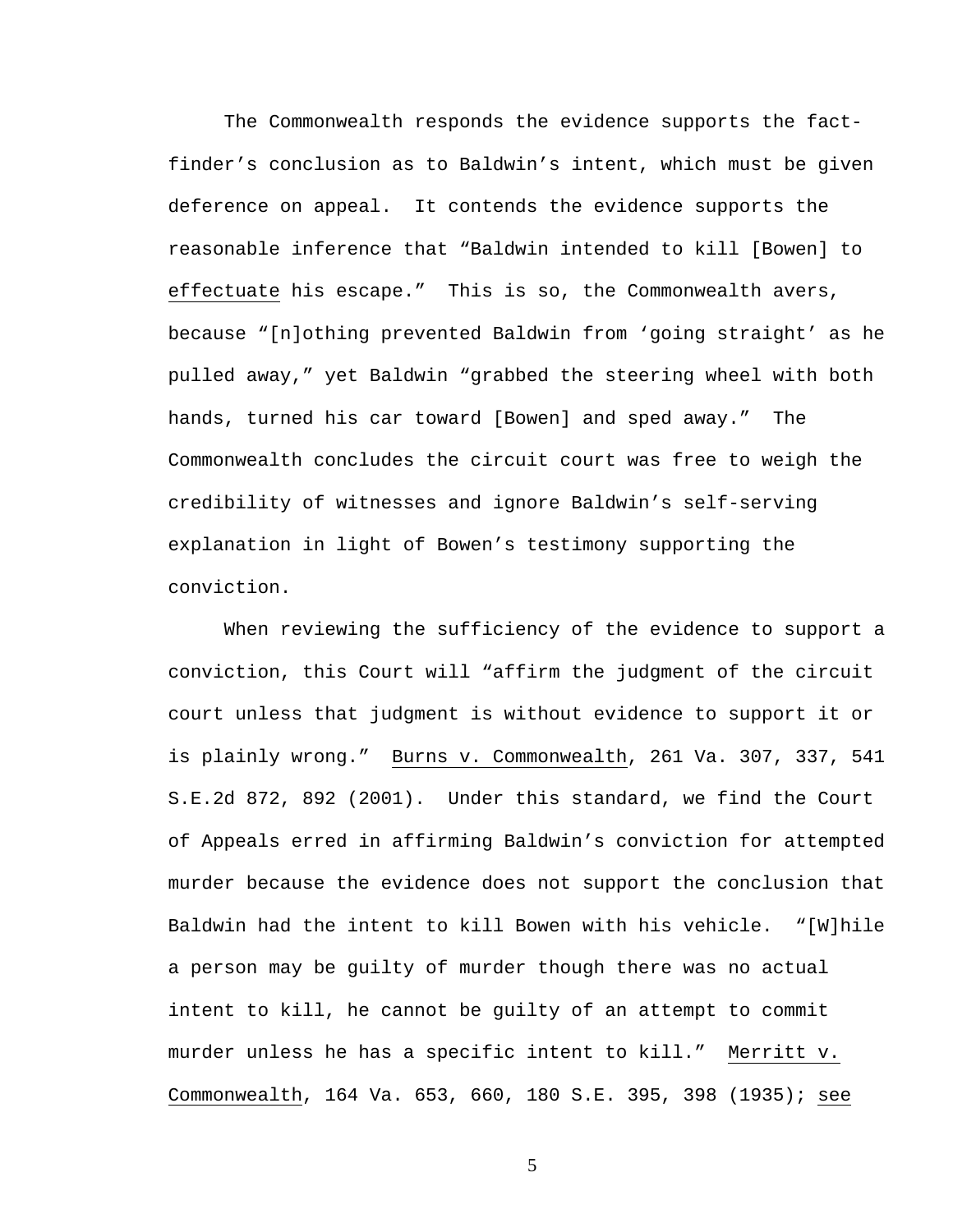The Commonwealth responds the evidence supports the fact-finder's conclusion as to Baldwin's intent, which must be given deference on appeal. It contends the evidence supports the reasonable inference that "Baldwin intended to kill [Bowen] to effectuate his escape." This is so, the Commonwealth avers, because "[n]othing prevented Baldwin from 'going straight' as he pulled away," yet Baldwin "grabbed the steering wheel with both hands, turned his car toward [Bowen] and sped away." The Commonwealth concludes the circuit court was free to weigh the credibility of witnesses and ignore Baldwin's self-serving explanation in light of Bowen's testimony supporting the conviction.

When reviewing the sufficiency of the evidence to support a conviction, this Court will "affirm the judgment of the circuit court unless that judgment is without evidence to support it or is plainly wrong." Burns v. Commonwealth, 261 Va. 307, 337, 541 S.E.2d 872, 892 (2001). Under this standard, we find the Court of Appeals erred in affirming Baldwin's conviction for attempted murder because the evidence does not support the conclusion that Baldwin had the intent to kill Bowen with his vehicle. "[W]hile a person may be guilty of murder though there was no actual intent to kill, he cannot be guilty of an attempt to commit murder unless he has a specific intent to kill." Merritt v. Commonwealth, 164 Va. 653, 660, 180 S.E. 395, 398 (1935); see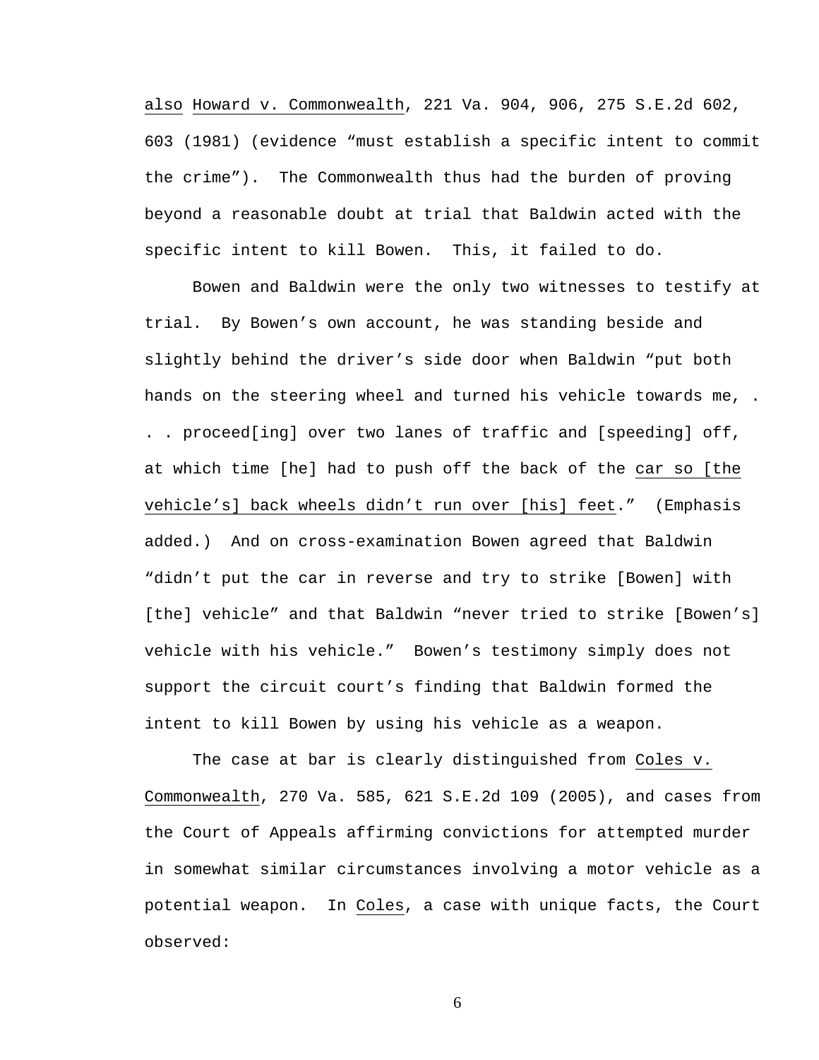also Howard v. Commonwealth, 221 Va. 904, 906, 275 S.E.2d 602, 603 (1981) (evidence "must establish a specific intent to commit the crime"). The Commonwealth thus had the burden of proving beyond a reasonable doubt at trial that Baldwin acted with the specific intent to kill Bowen. This, it failed to do.

Bowen and Baldwin were the only two witnesses to testify at trial. By Bowen's own account, he was standing beside and slightly behind the driver's side door when Baldwin "put both hands on the steering wheel and turned his vehicle towards me, . . . proceed[ing] over two lanes of traffic and [speeding] off, at which time [he] had to push off the back of the car so [the vehicle's] back wheels didn't run over [his] feet." (Emphasis added.) And on cross-examination Bowen agreed that Baldwin "didn't put the car in reverse and try to strike [Bowen] with [the] vehicle" and that Baldwin "never tried to strike [Bowen's] vehicle with his vehicle." Bowen's testimony simply does not support the circuit court's finding that Baldwin formed the intent to kill Bowen by using his vehicle as a weapon.

The case at bar is clearly distinguished from Coles v. Commonwealth, 270 Va. 585, 621 S.E.2d 109 (2005), and cases from the Court of Appeals affirming convictions for attempted murder in somewhat similar circumstances involving a motor vehicle as a potential weapon. In Coles, a case with unique facts, the Court observed: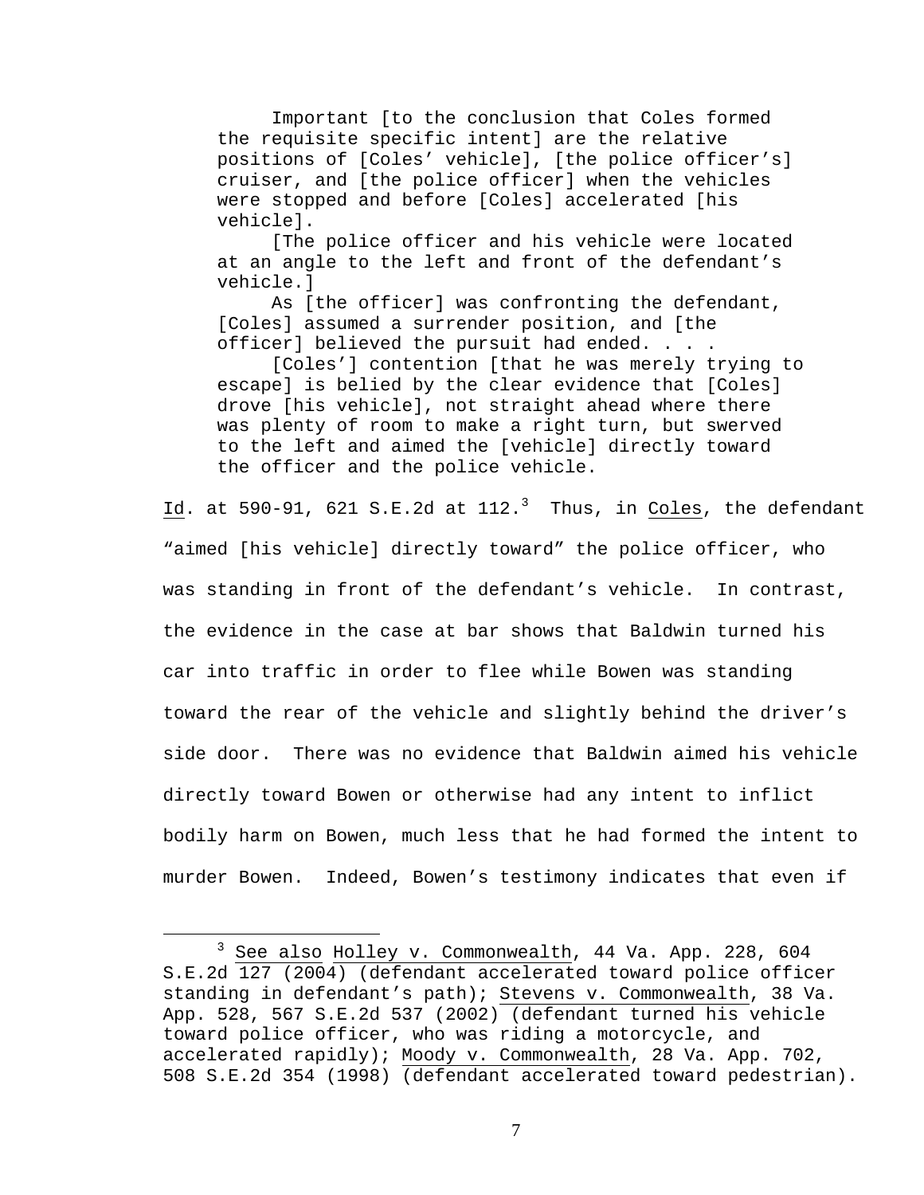> Important [to the conclusion that Coles formed the requisite specific intent] are the relative positions of [Coles' vehicle], [the police officer's] cruiser, and [the police officer] when the vehicles were stopped and before [Coles] accelerated [his vehicle].
>
> [The police officer and his vehicle were located at an angle to the left and front of the defendant's vehicle.]
>
> As [the officer] was confronting the defendant, [Coles] assumed a surrender position, and [the officer] believed the pursuit had ended. . . .
>
> [Coles'] contention [that he was merely trying to escape] is belied by the clear evidence that [Coles] drove [his vehicle], not straight ahead where there was plenty of room to make a right turn, but swerved to the left and aimed the [vehicle] directly toward the officer and the police vehicle.

Id. at 590-91, 621 S.E.2d at 112.[3] Thus, in Coles, the defendant "aimed [his vehicle] directly toward" the police officer, who was standing in front of the defendant's vehicle. In contrast, the evidence in the case at bar shows that Baldwin turned his car into traffic in order to flee while Bowen was standing toward the rear of the vehicle and slightly behind the driver's side door. There was no evidence that Baldwin aimed his vehicle directly toward Bowen or otherwise had any intent to inflict bodily harm on Bowen, much less that he had formed the intent to murder Bowen. Indeed, Bowen's testimony indicates that even if

[3] See also Holley v. Commonwealth, 44 Va. App. 228, 604 S.E.2d 127 (2004) (defendant accelerated toward police officer standing in defendant's path); Stevens v. Commonwealth, 38 Va. App. 528, 567 S.E.2d 537 (2002) (defendant turned his vehicle toward police officer, who was riding a motorcycle, and accelerated rapidly); Moody v. Commonwealth, 28 Va. App. 702, 508 S.E.2d 354 (1998) (defendant accelerated toward pedestrian).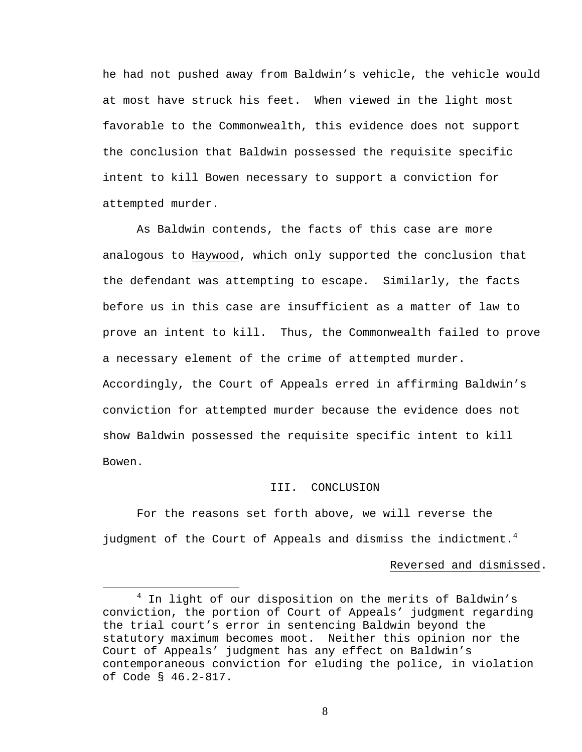he had not pushed away from Baldwin's vehicle, the vehicle would at most have struck his feet. When viewed in the light most favorable to the Commonwealth, this evidence does not support the conclusion that Baldwin possessed the requisite specific intent to kill Bowen necessary to support a conviction for attempted murder.

As Baldwin contends, the facts of this case are more analogous to Haywood, which only supported the conclusion that the defendant was attempting to escape. Similarly, the facts before us in this case are insufficient as a matter of law to prove an intent to kill. Thus, the Commonwealth failed to prove a necessary element of the crime of attempted murder. Accordingly, the Court of Appeals erred in affirming Baldwin's conviction for attempted murder because the evidence does not show Baldwin possessed the requisite specific intent to kill Bowen.

## III. CONCLUSION

For the reasons set forth above, we will reverse the judgment of the Court of Appeals and dismiss the indictment.[4]

Reversed and dismissed.

---

[4] In light of our disposition on the merits of Baldwin's conviction, the portion of Court of Appeals' judgment regarding the trial court's error in sentencing Baldwin beyond the statutory maximum becomes moot. Neither this opinion nor the Court of Appeals' judgment has any effect on Baldwin's contemporaneous conviction for eluding the police, in violation of Code § 46.2-817.